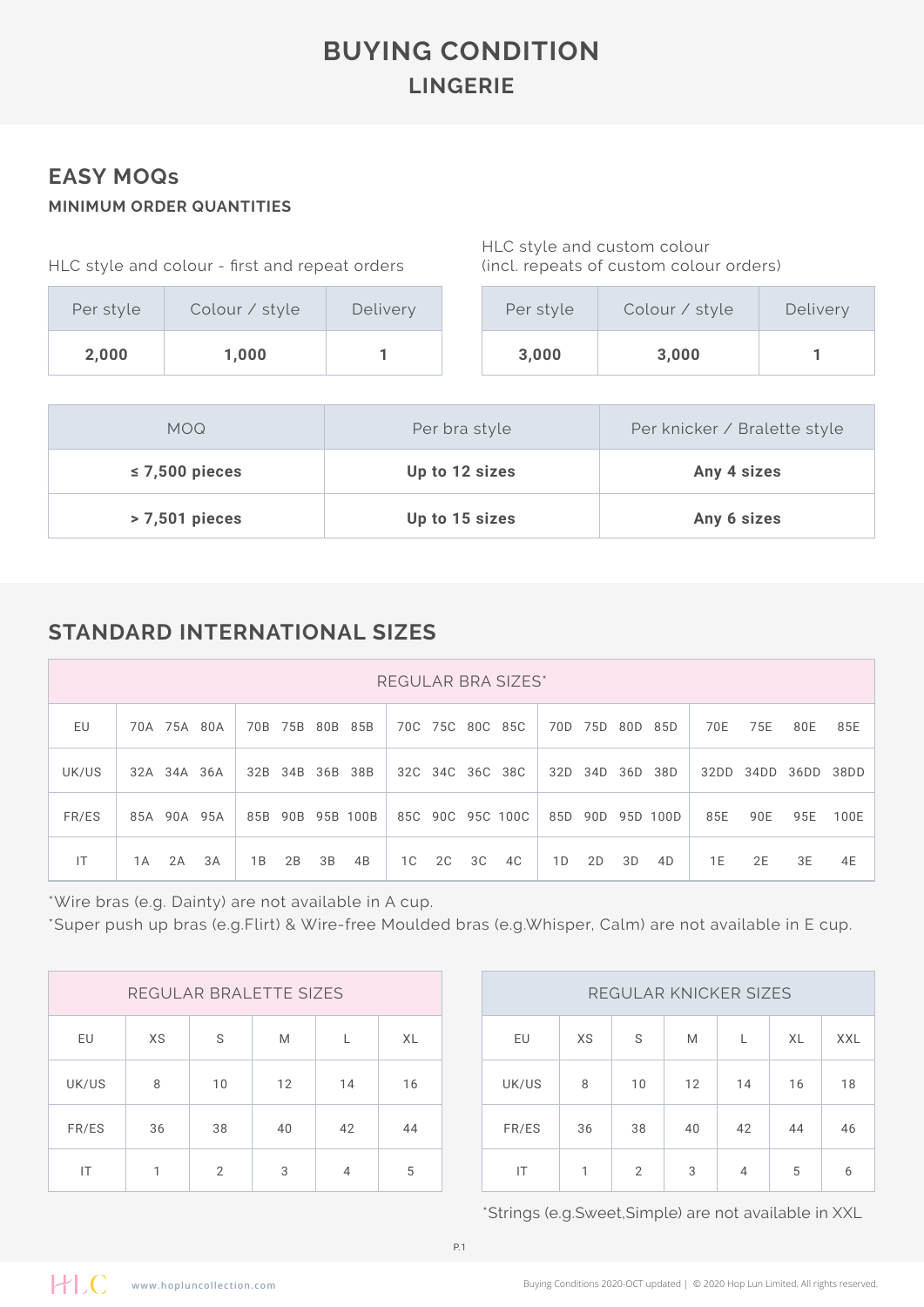# BUYING CONDITION
## LINGERIE

## EASY MOQs

### MINIMUM ORDER QUANTITIES

HLC style and colour - first and repeat orders

| Per style | Colour / style | Delivery |
|---|---|---|
| **2,000** | **1,000** | **1** |

HLC style and custom colour
(incl. repeats of custom colour orders)

| Per style | Colour / style | Delivery |
|---|---|---|
| **3,000** | **3,000** | **1** |

| MOQ | Per bra style | Per knicker / Bralette style |
|---|---|---|
| **≤ 7,500 pieces** | **Up to 12 sizes** | **Any 4 sizes** |
| **> 7,501 pieces** | **Up to 15 sizes** | **Any 6 sizes** |

## STANDARD INTERNATIONAL SIZES

| REGULAR BRA SIZES* | | | | | | |
|---|---|---|---|---|---|---|
| EU | 70A 75A 80A | 70B 75B 80B 85B | 70C 75C 80C 85C | 70D 75D 80D 85D | 70E 75E 80E 85E |
| UK/US | 32A 34A 36A | 32B 34B 36B 38B | 32C 34C 36C 38C | 32D 34D 36D 38D | 32DD 34DD 36DD 38DD |
| FR/ES | 85A 90A 95A | 85B 90B 95B 100B | 85C 90C 95C 100C | 85D 90D 95D 100D | 85E 90E 95E 100E |
| IT | 1A 2A 3A | 1B 2B 3B 4B | 1C 2C 3C 4C | 1D 2D 3D 4D | 1E 2E 3E 4E |

*Wire bras (e.g. Dainty) are not available in A cup.
*Super push up bras (e.g.Flirt) & Wire-free Moulded bras (e.g.Whisper, Calm) are not available in E cup.

| REGULAR BRALETTE SIZES | | | | | |
|---|---|---|---|---|---|
| EU | XS | S | M | L | XL |
| UK/US | 8 | 10 | 12 | 14 | 16 |
| FR/ES | 36 | 38 | 40 | 42 | 44 |
| IT | 1 | 2 | 3 | 4 | 5 |

| REGULAR KNICKER SIZES | | | | | | |
|---|---|---|---|---|---|---|
| EU | XS | S | M | L | XL | XXL |
| UK/US | 8 | 10 | 12 | 14 | 16 | 18 |
| FR/ES | 36 | 38 | 40 | 42 | 44 | 46 |
| IT | 1 | 2 | 3 | 4 | 5 | 6 |

*Strings (e.g.Sweet,Simple) are not available in XXL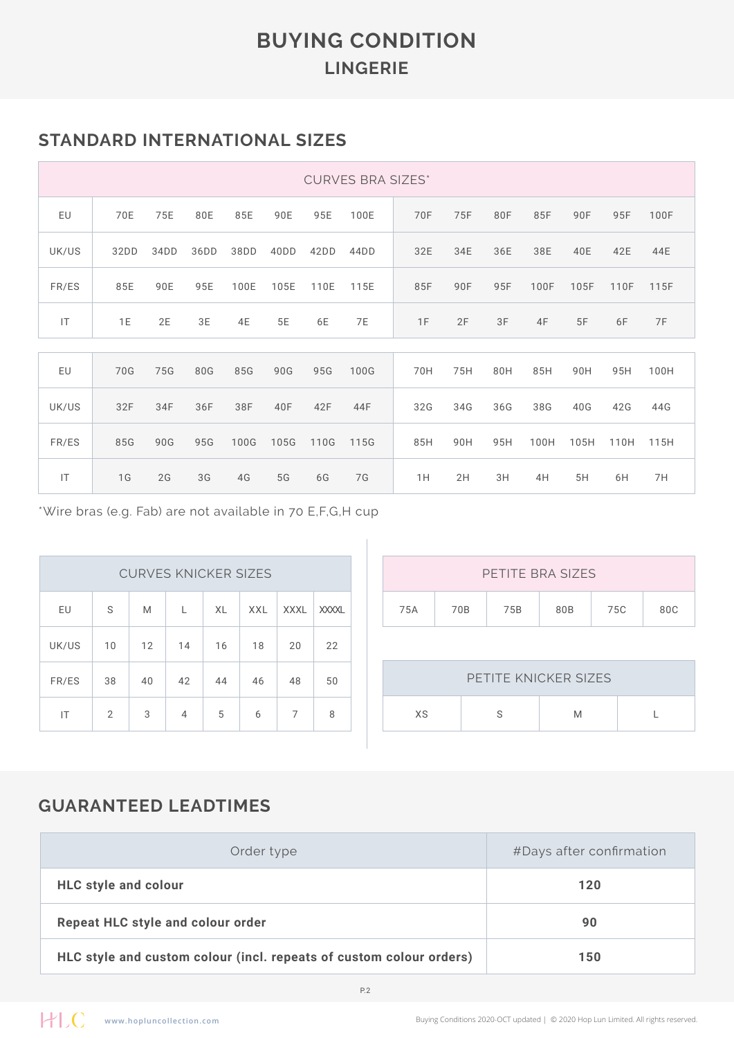# BUYING CONDITION

## LINGERIE

## STANDARD INTERNATIONAL SIZES

| CURVES BRA SIZES* | | | | | | | | | | | | | | |
|---|---|---|---|---|---|---|---|---|---|---|---|---|---|---|
| EU | 70E | 75E | 80E | 85E | 90E | 95E | 100E | 70F | 75F | 80F | 85F | 90F | 95F | 100F |
| UK/US | 32DD | 34DD | 36DD | 38DD | 40DD | 42DD | 44DD | 32E | 34E | 36E | 38E | 40E | 42E | 44E |
| FR/ES | 85E | 90E | 95E | 100E | 105E | 110E | 115E | 85F | 90F | 95F | 100F | 105F | 110F | 115F |
| IT | 1E | 2E | 3E | 4E | 5E | 6E | 7E | 1F | 2F | 3F | 4F | 5F | 6F | 7F |
| EU | 70G | 75G | 80G | 85G | 90G | 95G | 100G | 70H | 75H | 80H | 85H | 90H | 95H | 100H |
| UK/US | 32F | 34F | 36F | 38F | 40F | 42F | 44F | 32G | 34G | 36G | 38G | 40G | 42G | 44G |
| FR/ES | 85G | 90G | 95G | 100G | 105G | 110G | 115G | 85H | 90H | 95H | 100H | 105H | 110H | 115H |
| IT | 1G | 2G | 3G | 4G | 5G | 6G | 7G | 1H | 2H | 3H | 4H | 5H | 6H | 7H |

*Wire bras (e.g. Fab) are not available in 70 E,F,G,H cup

| CURVES KNICKER SIZES | | | | | | | |
|---|---|---|---|---|---|---|---|
| EU | S | M | L | XL | XXL | XXXL | XXXXL |
| UK/US | 10 | 12 | 14 | 16 | 18 | 20 | 22 |
| FR/ES | 38 | 40 | 42 | 44 | 46 | 48 | 50 |
| IT | 2 | 3 | 4 | 5 | 6 | 7 | 8 |

| PETITE BRA SIZES | | | | | |
|---|---|---|---|---|---|
| 75A | 70B | 75B | 80B | 75C | 80C |

| PETITE KNICKER SIZES | | | |
|---|---|---|---|
| XS | S | M | L |

## GUARANTEED LEADTIMES

| Order type | #Days after confirmation |
|---|---|
| **HLC style and colour** | **120** |
| **Repeat HLC style and colour order** | **90** |
| **HLC style and custom colour (incl. repeats of custom colour orders)** | **150** |

www.hopluncollection.com

Buying Conditions 2020-OCT updated | © 2020 Hop Lun Limited. All rights reserved.